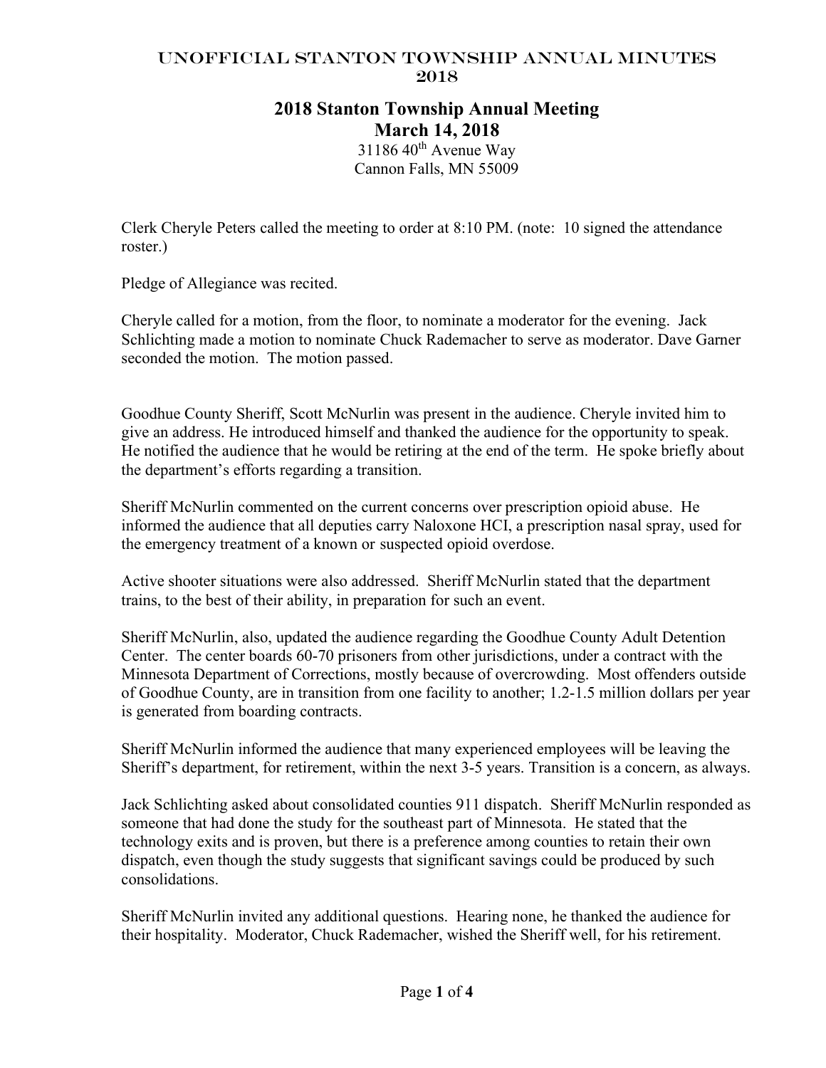# Unofficial Stanton Township Annual Minutes 2018

## 2018 Stanton Township Annual Meeting
## March 14, 2018

31186 40th Avenue Way
Cannon Falls, MN 55009

Clerk Cheryle Peters called the meeting to order at 8:10 PM. (note: 10 signed the attendance roster.)

Pledge of Allegiance was recited.

Cheryle called for a motion, from the floor, to nominate a moderator for the evening. Jack Schlichting made a motion to nominate Chuck Rademacher to serve as moderator. Dave Garner seconded the motion. The motion passed.

Goodhue County Sheriff, Scott McNurlin was present in the audience. Cheryle invited him to give an address. He introduced himself and thanked the audience for the opportunity to speak. He notified the audience that he would be retiring at the end of the term. He spoke briefly about the department's efforts regarding a transition.

Sheriff McNurlin commented on the current concerns over prescription opioid abuse. He informed the audience that all deputies carry Naloxone HCI, a prescription nasal spray, used for the emergency treatment of a known or suspected opioid overdose.

Active shooter situations were also addressed. Sheriff McNurlin stated that the department trains, to the best of their ability, in preparation for such an event.

Sheriff McNurlin, also, updated the audience regarding the Goodhue County Adult Detention Center. The center boards 60-70 prisoners from other jurisdictions, under a contract with the Minnesota Department of Corrections, mostly because of overcrowding. Most offenders outside of Goodhue County, are in transition from one facility to another; 1.2-1.5 million dollars per year is generated from boarding contracts.

Sheriff McNurlin informed the audience that many experienced employees will be leaving the Sheriff's department, for retirement, within the next 3-5 years. Transition is a concern, as always.

Jack Schlichting asked about consolidated counties 911 dispatch. Sheriff McNurlin responded as someone that had done the study for the southeast part of Minnesota. He stated that the technology exits and is proven, but there is a preference among counties to retain their own dispatch, even though the study suggests that significant savings could be produced by such consolidations.

Sheriff McNurlin invited any additional questions. Hearing none, he thanked the audience for their hospitality. Moderator, Chuck Rademacher, wished the Sheriff well, for his retirement.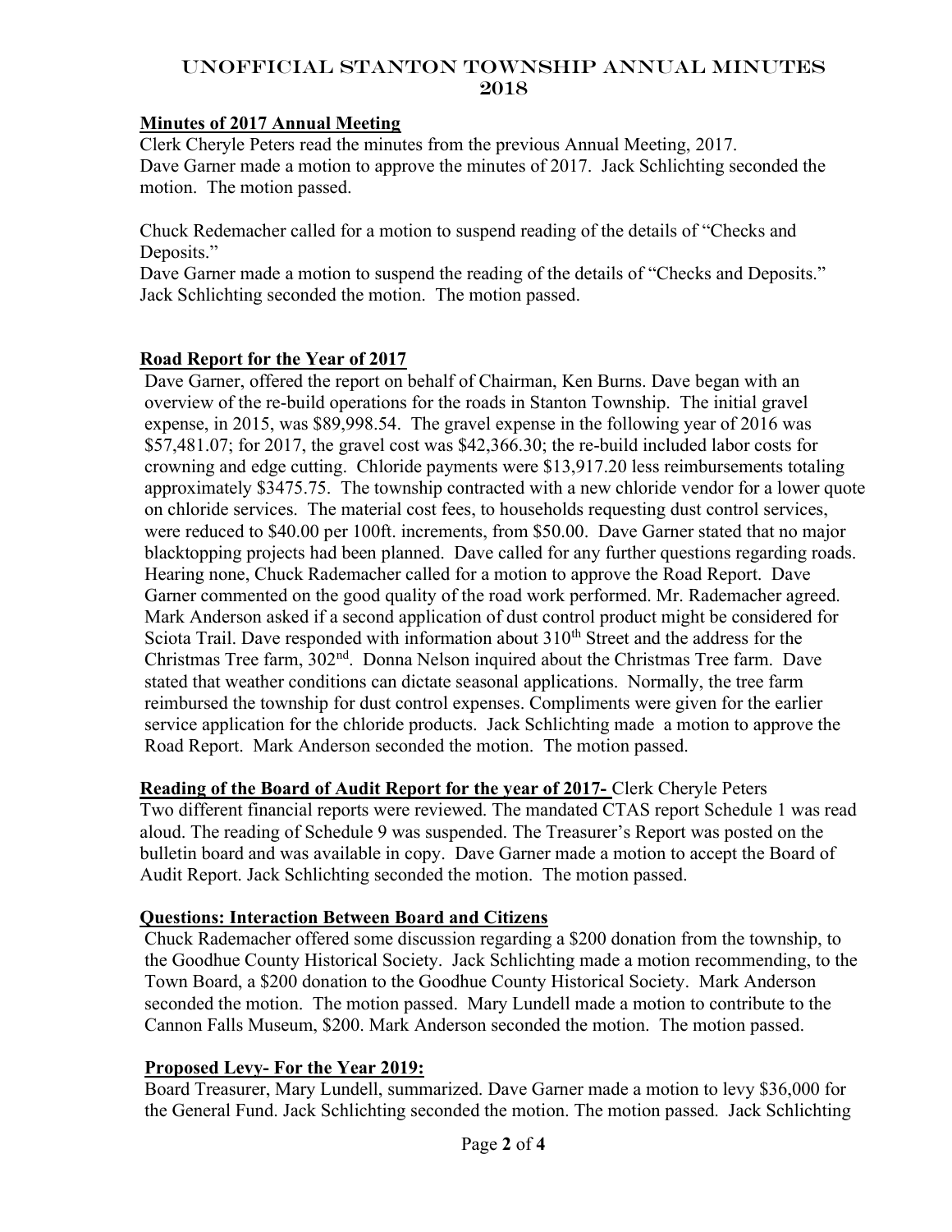# Unofficial Stanton Township Annual Minutes 2018

**Minutes of 2017 Annual Meeting**

Clerk Cheryle Peters read the minutes from the previous Annual Meeting, 2017.
Dave Garner made a motion to approve the minutes of 2017. Jack Schlichting seconded the motion. The motion passed.

Chuck Redemacher called for a motion to suspend reading of the details of "Checks and Deposits."
Dave Garner made a motion to suspend the reading of the details of "Checks and Deposits." Jack Schlichting seconded the motion. The motion passed.

**Road Report for the Year of 2017**

Dave Garner, offered the report on behalf of Chairman, Ken Burns. Dave began with an overview of the re-build operations for the roads in Stanton Township. The initial gravel expense, in 2015, was $89,998.54. The gravel expense in the following year of 2016 was $57,481.07; for 2017, the gravel cost was $42,366.30; the re-build included labor costs for crowning and edge cutting. Chloride payments were $13,917.20 less reimbursements totaling approximately $3475.75. The township contracted with a new chloride vendor for a lower quote on chloride services. The material cost fees, to households requesting dust control services, were reduced to $40.00 per 100ft. increments, from $50.00. Dave Garner stated that no major blacktopping projects had been planned. Dave called for any further questions regarding roads. Hearing none, Chuck Rademacher called for a motion to approve the Road Report. Dave Garner commented on the good quality of the road work performed. Mr. Rademacher agreed. Mark Anderson asked if a second application of dust control product might be considered for Sciota Trail. Dave responded with information about 310th Street and the address for the Christmas Tree farm, 302nd. Donna Nelson inquired about the Christmas Tree farm. Dave stated that weather conditions can dictate seasonal applications. Normally, the tree farm reimbursed the township for dust control expenses. Compliments were given for the earlier service application for the chloride products. Jack Schlichting made a motion to approve the Road Report. Mark Anderson seconded the motion. The motion passed.

**Reading of the Board of Audit Report for the year of 2017-** Clerk Cheryle Peters
Two different financial reports were reviewed. The mandated CTAS report Schedule 1 was read aloud. The reading of Schedule 9 was suspended. The Treasurer's Report was posted on the bulletin board and was available in copy. Dave Garner made a motion to accept the Board of Audit Report. Jack Schlichting seconded the motion. The motion passed.

**Questions: Interaction Between Board and Citizens**

Chuck Rademacher offered some discussion regarding a $200 donation from the township, to the Goodhue County Historical Society. Jack Schlichting made a motion recommending, to the Town Board, a $200 donation to the Goodhue County Historical Society. Mark Anderson seconded the motion. The motion passed. Mary Lundell made a motion to contribute to the Cannon Falls Museum, $200. Mark Anderson seconded the motion. The motion passed.

**Proposed Levy- For the Year 2019:**

Board Treasurer, Mary Lundell, summarized. Dave Garner made a motion to levy $36,000 for the General Fund. Jack Schlichting seconded the motion. The motion passed. Jack Schlichting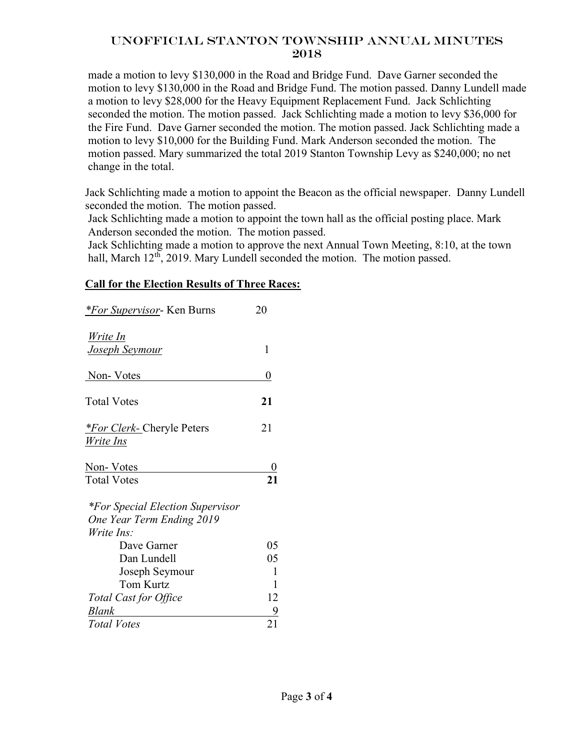made a motion to levy $130,000 in the Road and Bridge Fund. Dave Garner seconded the motion to levy $130,000 in the Road and Bridge Fund. The motion passed. Danny Lundell made a motion to levy $28,000 for the Heavy Equipment Replacement Fund. Jack Schlichting seconded the motion. The motion passed. Jack Schlichting made a motion to levy $36,000 for the Fire Fund. Dave Garner seconded the motion. The motion passed. Jack Schlichting made a motion to levy $10,000 for the Building Fund. Mark Anderson seconded the motion. The motion passed. Mary summarized the total 2019 Stanton Township Levy as $240,000; no net change in the total.

Jack Schlichting made a motion to appoint the Beacon as the official newspaper. Danny Lundell seconded the motion. The motion passed.

Jack Schlichting made a motion to appoint the town hall as the official posting place. Mark Anderson seconded the motion. The motion passed.

Jack Schlichting made a motion to approve the next Annual Town Meeting, 8:10, at the town hall, March 12th, 2019. Mary Lundell seconded the motion. The motion passed.

**Call for the Election Results of Three Races:**

| | |
|---|---|
| *\*For Supervisor*- Ken Burns | 20 |
| *Write In* | |
| *Joseph Seymour* | 1 |
| Non- Votes | 0 |
| Total Votes | **21** |
| *\*For Clerk-* Cheryle Peters | 21 |
| *Write Ins* | |
| Non- Votes | 0 |
| Total Votes | **21** |
| *\*For Special Election Supervisor* | |
| *One Year Term Ending 2019* | |
| *Write Ins:* | |
| Dave Garner | 05 |
| Dan Lundell | 05 |
| Joseph Seymour | 1 |
| Tom Kurtz | 1 |
| *Total Cast for Office* | 12 |
| *Blank* | 9 |
| *Total Votes* | 21 |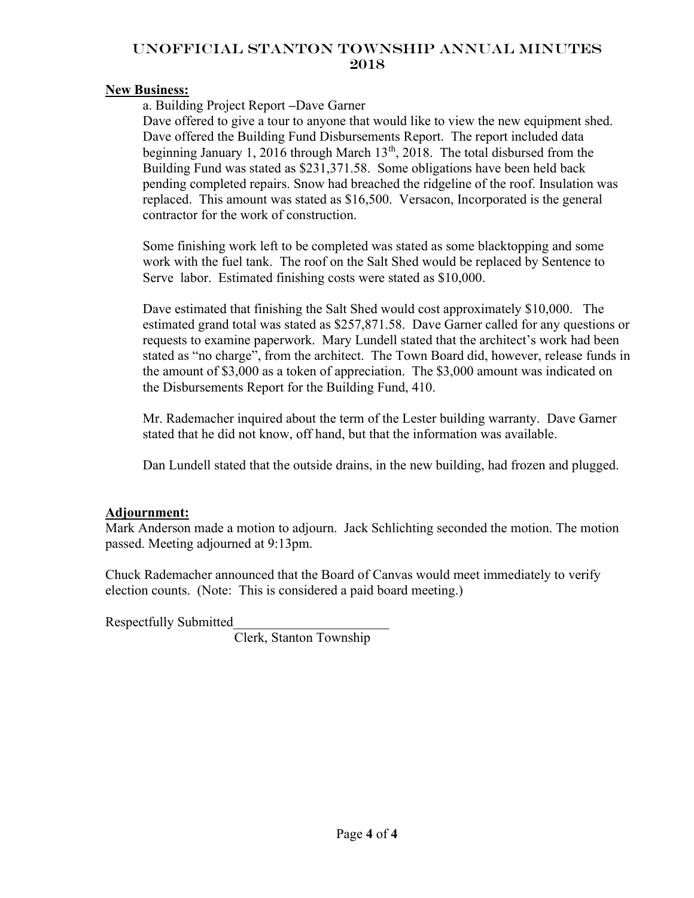**New Business:**

a. Building Project Report –Dave Garner

Dave offered to give a tour to anyone that would like to view the new equipment shed. Dave offered the Building Fund Disbursements Report. The report included data beginning January 1, 2016 through March 13th, 2018. The total disbursed from the Building Fund was stated as $231,371.58. Some obligations have been held back pending completed repairs. Snow had breached the ridgeline of the roof. Insulation was replaced. This amount was stated as $16,500. Versacon, Incorporated is the general contractor for the work of construction.

Some finishing work left to be completed was stated as some blacktopping and some work with the fuel tank. The roof on the Salt Shed would be replaced by Sentence to Serve labor. Estimated finishing costs were stated as $10,000.

Dave estimated that finishing the Salt Shed would cost approximately $10,000. The estimated grand total was stated as $257,871.58. Dave Garner called for any questions or requests to examine paperwork. Mary Lundell stated that the architect's work had been stated as "no charge", from the architect. The Town Board did, however, release funds in the amount of $3,000 as a token of appreciation. The $3,000 amount was indicated on the Disbursements Report for the Building Fund, 410.

Mr. Rademacher inquired about the term of the Lester building warranty. Dave Garner stated that he did not know, off hand, but that the information was available.

Dan Lundell stated that the outside drains, in the new building, had frozen and plugged.

**Adjournment:**

Mark Anderson made a motion to adjourn. Jack Schlichting seconded the motion. The motion passed. Meeting adjourned at 9:13pm.

Chuck Rademacher announced that the Board of Canvas would meet immediately to verify election counts. (Note: This is considered a paid board meeting.)

Respectfully Submitted_______________________

Clerk, Stanton Township